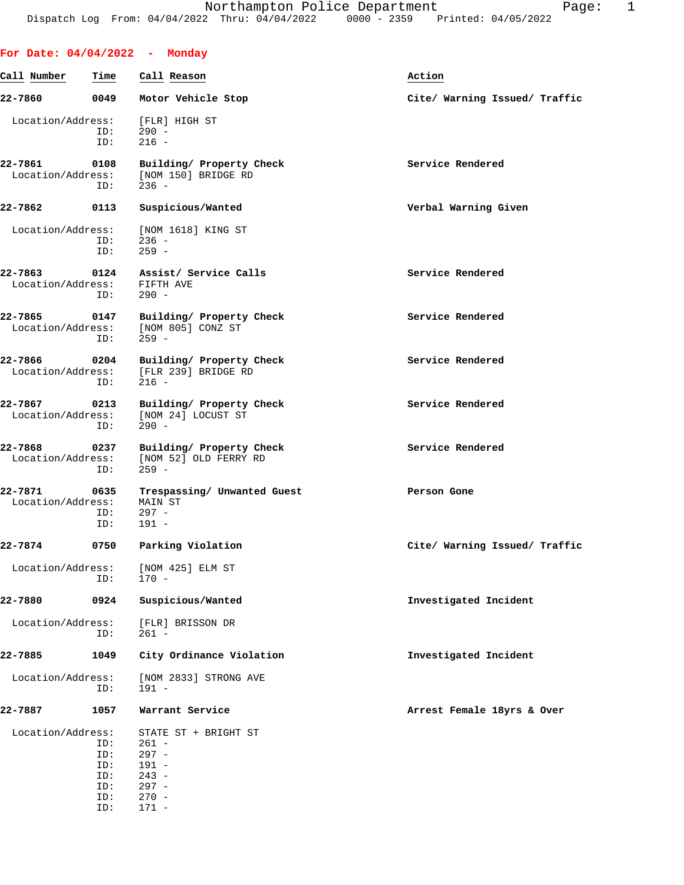Northampton Police Department
Dispatch Log From: 04/04/2022 Thru: 04/04/2022 0000 - 2359 Printed: 04/05/2022

## For Date: 04/04/2022 - Monday

| Call Number | Time | Call Reason | Action |
|---|---|---|---|
| 22-7860 | 0049 | Motor Vehicle Stop | Cite/ Warning Issued/ Traffic |

Location/Address: [FLR] HIGH ST
ID: 290 -
ID: 216 -

| 22-7861 | 0108 | Building/ Property Check | Service Rendered |
|---|---|---|---|

Location/Address: [NOM 150] BRIDGE RD
ID: 236 -

| 22-7862 | 0113 | Suspicious/Wanted | Verbal Warning Given |
|---|---|---|---|

Location/Address: [NOM 1618] KING ST
ID: 236 -
ID: 259 -

| 22-7863 | 0124 | Assist/ Service Calls | Service Rendered |
|---|---|---|---|

Location/Address: FIFTH AVE
ID: 290 -

| 22-7865 | 0147 | Building/ Property Check | Service Rendered |
|---|---|---|---|

Location/Address: [NOM 805] CONZ ST
ID: 259 -

| 22-7866 | 0204 | Building/ Property Check | Service Rendered |
|---|---|---|---|

Location/Address: [FLR 239] BRIDGE RD
ID: 216 -

| 22-7867 | 0213 | Building/ Property Check | Service Rendered |
|---|---|---|---|

Location/Address: [NOM 24] LOCUST ST
ID: 290 -

| 22-7868 | 0237 | Building/ Property Check | Service Rendered |
|---|---|---|---|

Location/Address: [NOM 52] OLD FERRY RD
ID: 259 -

| 22-7871 | 0635 | Trespassing/ Unwanted Guest | Person Gone |
|---|---|---|---|

Location/Address: MAIN ST
ID: 297 -
ID: 191 -

| 22-7874 | 0750 | Parking Violation | Cite/ Warning Issued/ Traffic |
|---|---|---|---|

Location/Address: [NOM 425] ELM ST
ID: 170 -

| 22-7880 | 0924 | Suspicious/Wanted | Investigated Incident |
|---|---|---|---|

Location/Address: [FLR] BRISSON DR
ID: 261 -

| 22-7885 | 1049 | City Ordinance Violation | Investigated Incident |
|---|---|---|---|

Location/Address: [NOM 2833] STRONG AVE
ID: 191 -

| 22-7887 | 1057 | Warrant Service | Arrest Female 18yrs & Over |
|---|---|---|---|

Location/Address: STATE ST + BRIGHT ST
ID: 261 -
ID: 297 -
ID: 191 -
ID: 243 -
ID: 297 -
ID: 270 -
ID: 171 -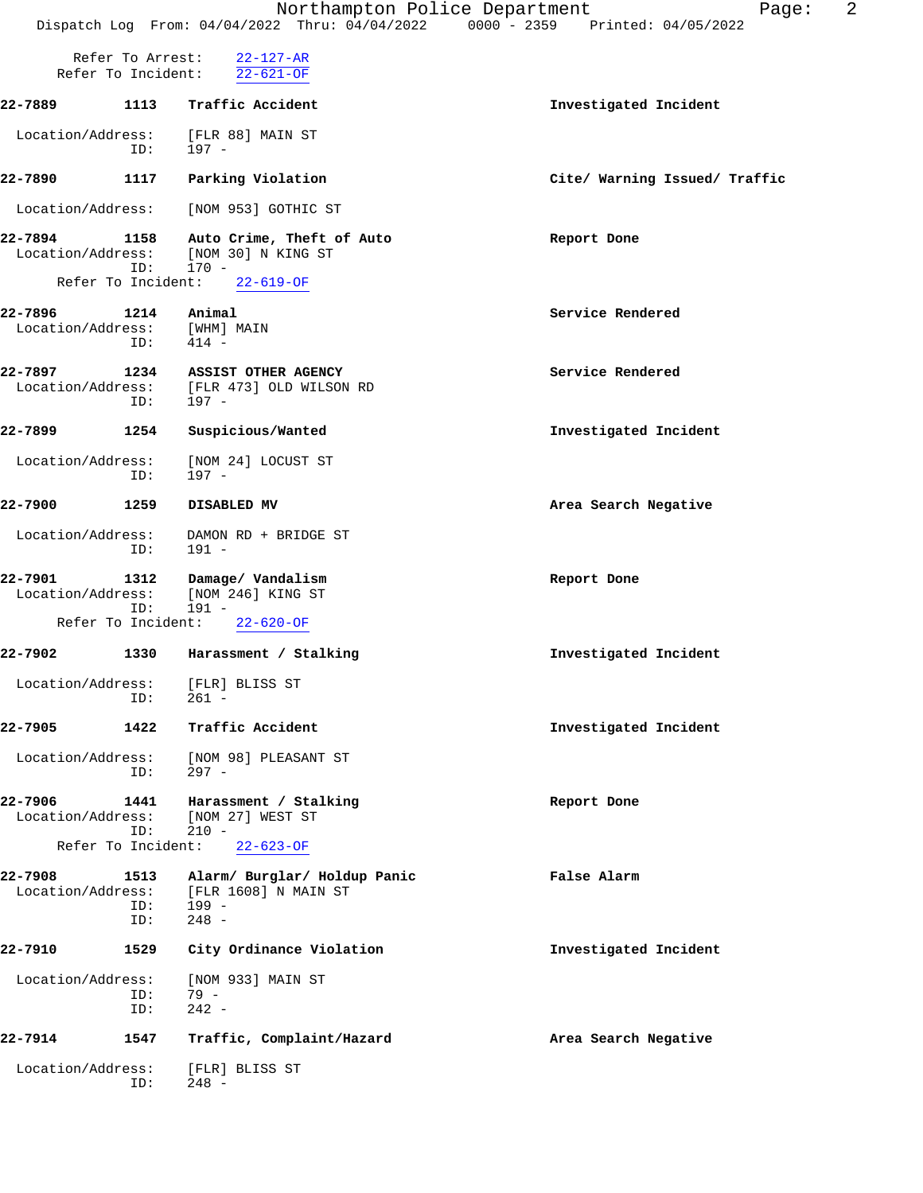Refer To Arrest: 22-127-AR
Refer To Incident: 22-621-OF

**22-7889** **1113** **Traffic Accident** **Investigated Incident**

Location/Address: [FLR 88] MAIN ST
ID: 197 -

**22-7890** **1117** **Parking Violation** **Cite/ Warning Issued/ Traffic**

Location/Address: [NOM 953] GOTHIC ST

**22-7894** **1158** **Auto Crime, Theft of Auto** **Report Done**
Location/Address: [NOM 30] N KING ST
ID: 170 -
Refer To Incident: 22-619-OF

**22-7896** **1214** **Animal** **Service Rendered**
Location/Address: [WHM] MAIN
ID: 414 -

**22-7897** **1234** **ASSIST OTHER AGENCY** **Service Rendered**
Location/Address: [FLR 473] OLD WILSON RD
ID: 197 -

**22-7899** **1254** **Suspicious/Wanted** **Investigated Incident**

Location/Address: [NOM 24] LOCUST ST
ID: 197 -

**22-7900** **1259** **DISABLED MV** **Area Search Negative**

Location/Address: DAMON RD + BRIDGE ST
ID: 191 -

**22-7901** **1312** **Damage/ Vandalism** **Report Done**
Location/Address: [NOM 246] KING ST
ID: 191 -
Refer To Incident: 22-620-OF

**22-7902** **1330** **Harassment / Stalking** **Investigated Incident**

Location/Address: [FLR] BLISS ST
ID: 261 -

**22-7905** **1422** **Traffic Accident** **Investigated Incident**

Location/Address: [NOM 98] PLEASANT ST
ID: 297 -

**22-7906** **1441** **Harassment / Stalking** **Report Done**
Location/Address: [NOM 27] WEST ST
ID: 210 -
Refer To Incident: 22-623-OF

**22-7908** **1513** **Alarm/ Burglar/ Holdup Panic** **False Alarm**
Location/Address: [FLR 1608] N MAIN ST
ID: 199 -
ID: 248 -

**22-7910** **1529** **City Ordinance Violation** **Investigated Incident**

Location/Address: [NOM 933] MAIN ST
ID: 79 -
ID: 242 -

**22-7914** **1547** **Traffic, Complaint/Hazard** **Area Search Negative**

Location/Address: [FLR] BLISS ST
ID: 248 -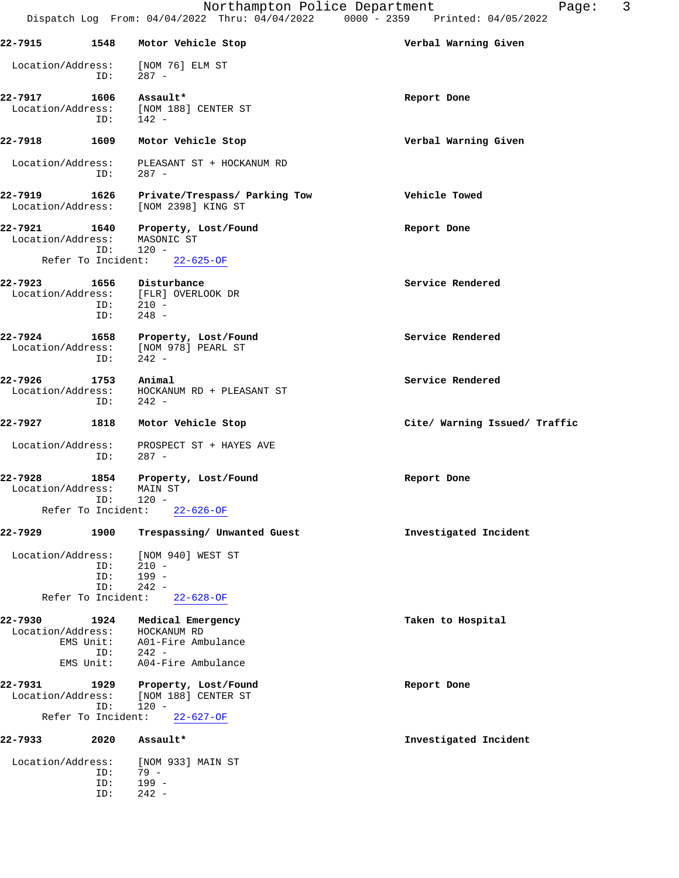22-7915 1548 Motor Vehicle Stop — Verbal Warning Given

Location/Address: [NOM 76] ELM ST
ID: 287 -

22-7917 1606 Assault* — Report Done

Location/Address: [NOM 188] CENTER ST
ID: 142 -

22-7918 1609 Motor Vehicle Stop — Verbal Warning Given

Location/Address: PLEASANT ST + HOCKANUM RD
ID: 287 -

22-7919 1626 Private/Trespass/ Parking Tow — Vehicle Towed

Location/Address: [NOM 2398] KING ST

22-7921 1640 Property, Lost/Found — Report Done

Location/Address: MASONIC ST
ID: 120 -
Refer To Incident: 22-625-OF

22-7923 1656 Disturbance — Service Rendered

Location/Address: [FLR] OVERLOOK DR
ID: 210 -
ID: 248 -

22-7924 1658 Property, Lost/Found — Service Rendered

Location/Address: [NOM 978] PEARL ST
ID: 242 -

22-7926 1753 Animal — Service Rendered

Location/Address: HOCKANUM RD + PLEASANT ST
ID: 242 -

22-7927 1818 Motor Vehicle Stop — Cite/ Warning Issued/ Traffic

Location/Address: PROSPECT ST + HAYES AVE
ID: 287 -

22-7928 1854 Property, Lost/Found — Report Done

Location/Address: MAIN ST
ID: 120 -
Refer To Incident: 22-626-OF

22-7929 1900 Trespassing/ Unwanted Guest — Investigated Incident

Location/Address: [NOM 940] WEST ST
ID: 210 -
ID: 199 -
ID: 242 -
Refer To Incident: 22-628-OF

22-7930 1924 Medical Emergency — Taken to Hospital

Location/Address: HOCKANUM RD
EMS Unit: A01-Fire Ambulance
ID: 242 -
EMS Unit: A04-Fire Ambulance

22-7931 1929 Property, Lost/Found — Report Done

Location/Address: [NOM 188] CENTER ST
ID: 120 -
Refer To Incident: 22-627-OF

22-7933 2020 Assault* — Investigated Incident

Location/Address: [NOM 933] MAIN ST
ID: 79 -
ID: 199 -
ID: 242 -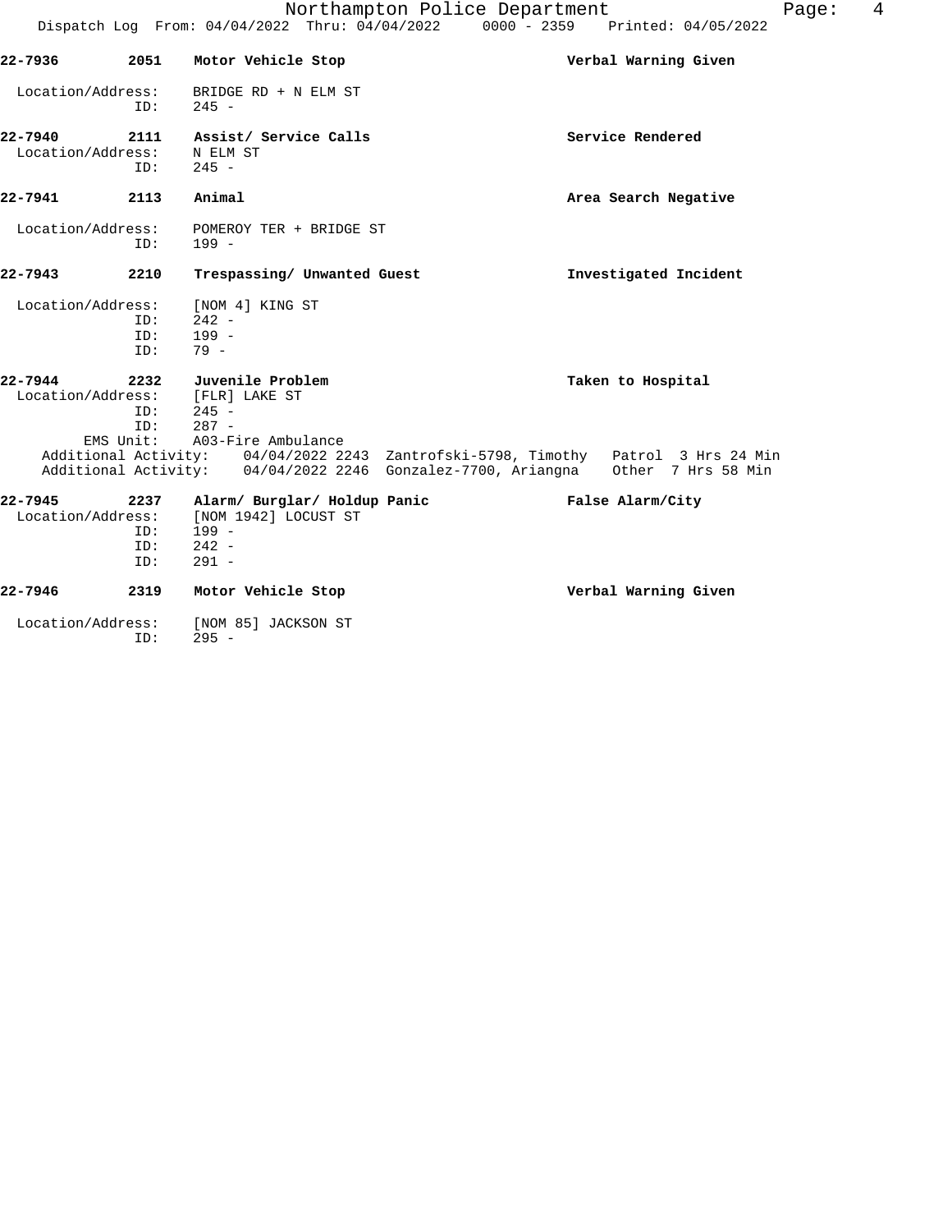**22-7936 2051 Motor Vehicle Stop** **Verbal Warning Given**

Location/Address: BRIDGE RD + N ELM ST
ID: 245 -

**22-7940 2111 Assist/ Service Calls** **Service Rendered**

Location/Address: N ELM ST
ID: 245 -

**22-7941 2113 Animal** **Area Search Negative**

Location/Address: POMEROY TER + BRIDGE ST
ID: 199 -

**22-7943 2210 Trespassing/ Unwanted Guest** **Investigated Incident**

Location/Address: [NOM 4] KING ST
ID: 242 -
ID: 199 -
ID: 79 -

**22-7944 2232 Juvenile Problem** **Taken to Hospital**

Location/Address: [FLR] LAKE ST
ID: 245 -
ID: 287 -
EMS Unit: A03-Fire Ambulance
Additional Activity: 04/04/2022 2243 Zantrofski-5798, Timothy Patrol 3 Hrs 24 Min
Additional Activity: 04/04/2022 2246 Gonzalez-7700, Ariangna Other 7 Hrs 58 Min

**22-7945 2237 Alarm/ Burglar/ Holdup Panic** **False Alarm/City**

Location/Address: [NOM 1942] LOCUST ST
ID: 199 -
ID: 242 -
ID: 291 -

**22-7946 2319 Motor Vehicle Stop** **Verbal Warning Given**

Location/Address: [NOM 85] JACKSON ST
ID: 295 -